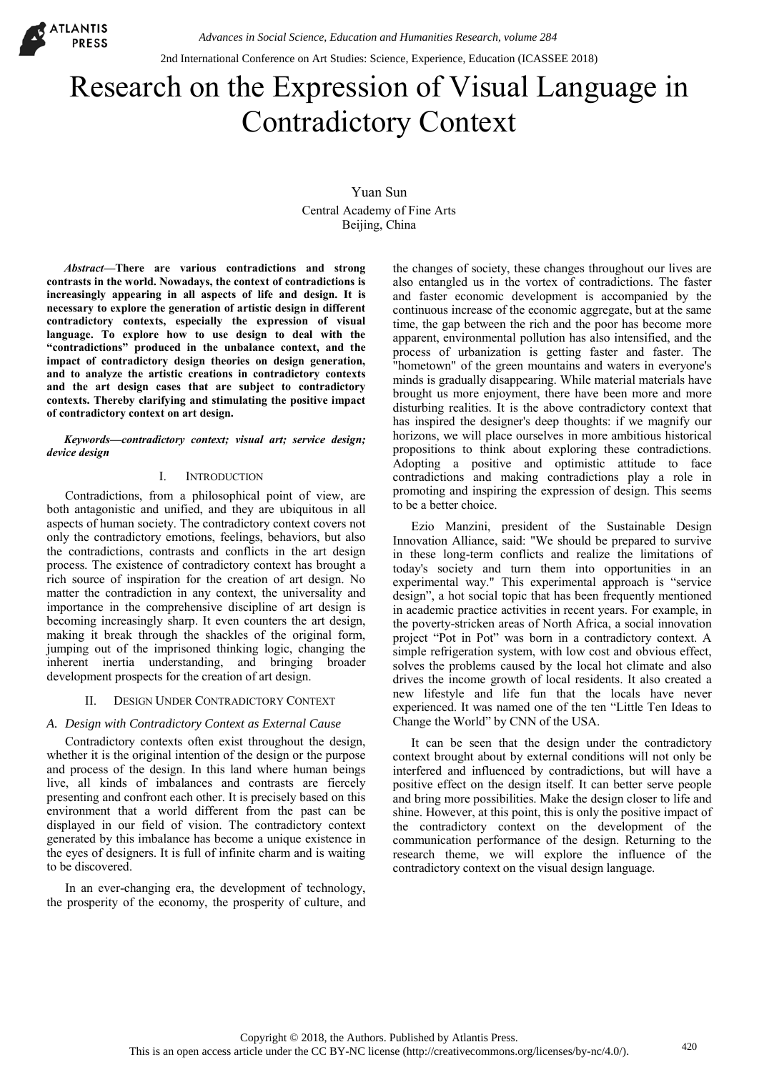# Research on the Expression of Visual Language in Contradictory Context

Yuan Sun
Central Academy of Fine Arts
Beijing, China

***Abstract*—There are various contradictions and strong contrasts in the world. Nowadays, the context of contradictions is increasingly appearing in all aspects of life and design. It is necessary to explore the generation of artistic design in different contradictory contexts, especially the expression of visual language. To explore how to use design to deal with the "contradictions" produced in the unbalance context, and the impact of contradictory design theories on design generation, and to analyze the artistic creations in contradictory contexts and the art design cases that are subject to contradictory contexts. Thereby clarifying and stimulating the positive impact of contradictory context on art design.**

***Keywords—contradictory context; visual art; service design; device design***

## I. Introduction

Contradictions, from a philosophical point of view, are both antagonistic and unified, and they are ubiquitous in all aspects of human society. The contradictory context covers not only the contradictory emotions, feelings, behaviors, but also the contradictions, contrasts and conflicts in the art design process. The existence of contradictory context has brought a rich source of inspiration for the creation of art design. No matter the contradiction in any context, the universality and importance in the comprehensive discipline of art design is becoming increasingly sharp. It even counters the art design, making it break through the shackles of the original form, jumping out of the imprisoned thinking logic, changing the inherent inertia understanding, and bringing broader development prospects for the creation of art design.

## II. Design Under Contradictory Context

### *A. Design with Contradictory Context as External Cause*

Contradictory contexts often exist throughout the design, whether it is the original intention of the design or the purpose and process of the design. In this land where human beings live, all kinds of imbalances and contrasts are fiercely presenting and confront each other. It is precisely based on this environment that a world different from the past can be displayed in our field of vision. The contradictory context generated by this imbalance has become a unique existence in the eyes of designers. It is full of infinite charm and is waiting to be discovered.

In an ever-changing era, the development of technology, the prosperity of the economy, the prosperity of culture, and the changes of society, these changes throughout our lives are also entangled us in the vortex of contradictions. The faster and faster economic development is accompanied by the continuous increase of the economic aggregate, but at the same time, the gap between the rich and the poor has become more apparent, environmental pollution has also intensified, and the process of urbanization is getting faster and faster. The "hometown" of the green mountains and waters in everyone's minds is gradually disappearing. While material materials have brought us more enjoyment, there have been more and more disturbing realities. It is the above contradictory context that has inspired the designer's deep thoughts: if we magnify our horizons, we will place ourselves in more ambitious historical propositions to think about exploring these contradictions. Adopting a positive and optimistic attitude to face contradictions and making contradictions play a role in promoting and inspiring the expression of design. This seems to be a better choice.

Ezio Manzini, president of the Sustainable Design Innovation Alliance, said: "We should be prepared to survive in these long-term conflicts and realize the limitations of today's society and turn them into opportunities in an experimental way." This experimental approach is "service design", a hot social topic that has been frequently mentioned in academic practice activities in recent years. For example, in the poverty-stricken areas of North Africa, a social innovation project "Pot in Pot" was born in a contradictory context. A simple refrigeration system, with low cost and obvious effect, solves the problems caused by the local hot climate and also drives the income growth of local residents. It also created a new lifestyle and life fun that the locals have never experienced. It was named one of the ten "Little Ten Ideas to Change the World" by CNN of the USA.

It can be seen that the design under the contradictory context brought about by external conditions will not only be interfered and influenced by contradictions, but will have a positive effect on the design itself. It can better serve people and bring more possibilities. Make the design closer to life and shine. However, at this point, this is only the positive impact of the contradictory context on the development of the communication performance of the design. Returning to the research theme, we will explore the influence of the contradictory context on the visual design language.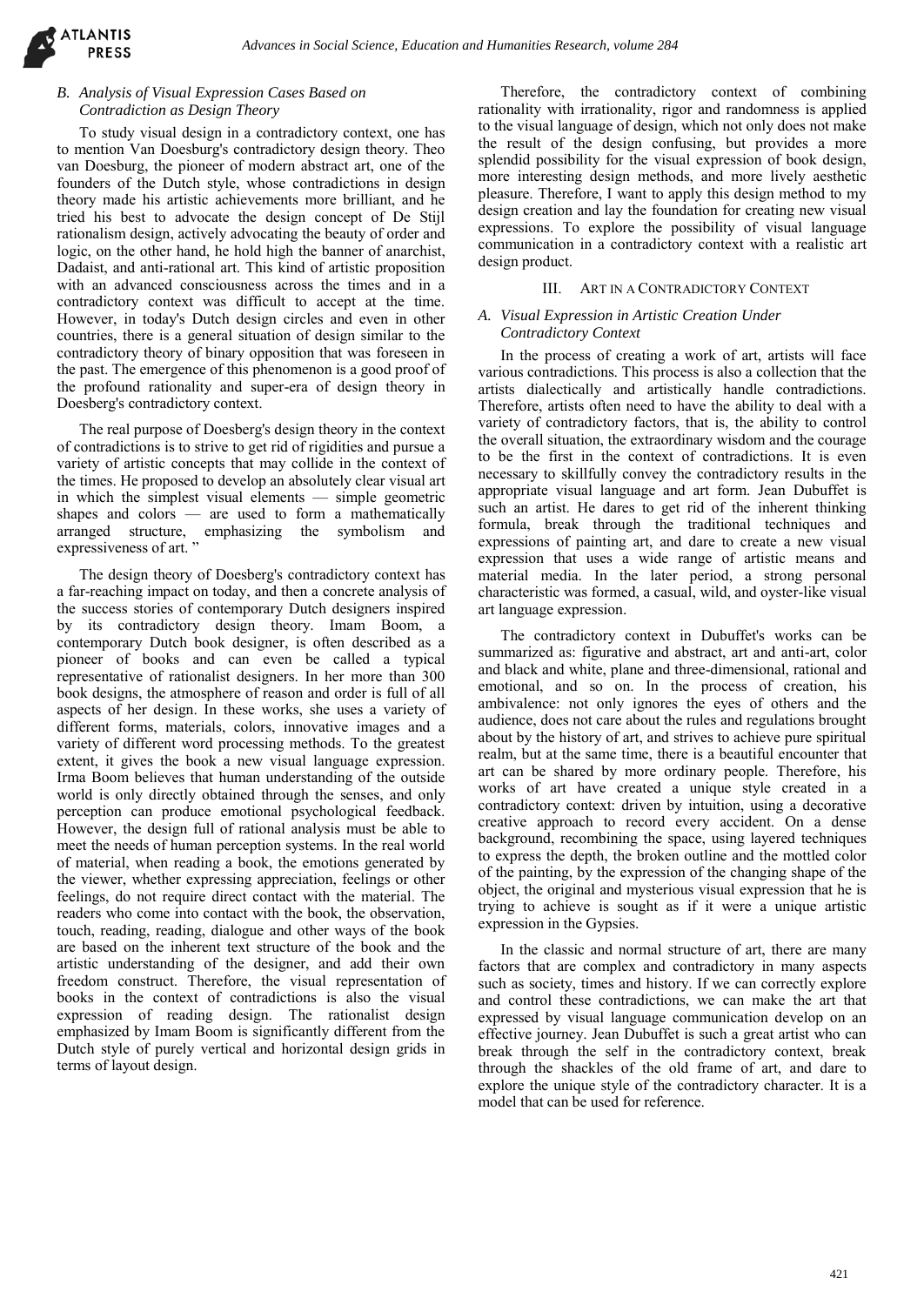### B. Analysis of Visual Expression Cases Based on Contradiction as Design Theory

To study visual design in a contradictory context, one has to mention Van Doesburg's contradictory design theory. Theo van Doesburg, the pioneer of modern abstract art, one of the founders of the Dutch style, whose contradictions in design theory made his artistic achievements more brilliant, and he tried his best to advocate the design concept of De Stijl rationalism design, actively advocating the beauty of order and logic, on the other hand, he hold high the banner of anarchist, Dadaist, and anti-rational art. This kind of artistic proposition with an advanced consciousness across the times and in a contradictory context was difficult to accept at the time. However, in today's Dutch design circles and even in other countries, there is a general situation of design similar to the contradictory theory of binary opposition that was foreseen in the past. The emergence of this phenomenon is a good proof of the profound rationality and super-era of design theory in Doesberg's contradictory context.

The real purpose of Doesberg's design theory in the context of contradictions is to strive to get rid of rigidities and pursue a variety of artistic concepts that may collide in the context of the times. He proposed to develop an absolutely clear visual art in which the simplest visual elements — simple geometric shapes and colors — are used to form a mathematically arranged structure, emphasizing the symbolism and expressiveness of art. "

The design theory of Doesberg's contradictory context has a far-reaching impact on today, and then a concrete analysis of the success stories of contemporary Dutch designers inspired by its contradictory design theory. Imam Boom, a contemporary Dutch book designer, is often described as a pioneer of books and can even be called a typical representative of rationalist designers. In her more than 300 book designs, the atmosphere of reason and order is full of all aspects of her design. In these works, she uses a variety of different forms, materials, colors, innovative images and a variety of different word processing methods. To the greatest extent, it gives the book a new visual language expression. Irma Boom believes that human understanding of the outside world is only directly obtained through the senses, and only perception can produce emotional psychological feedback. However, the design full of rational analysis must be able to meet the needs of human perception systems. In the real world of material, when reading a book, the emotions generated by the viewer, whether expressing appreciation, feelings or other feelings, do not require direct contact with the material. The readers who come into contact with the book, the observation, touch, reading, dialogue and other ways of the book are based on the inherent text structure of the book and the artistic understanding of the designer, and add their own freedom construct. Therefore, the visual representation of books in the context of contradictions is also the visual expression of reading design. The rationalist design emphasized by Imam Boom is significantly different from the Dutch style of purely vertical and horizontal design grids in terms of layout design.

Therefore, the contradictory context of combining rationality with irrationality, rigor and randomness is applied to the visual language of design, which not only does not make the result of the design confusing, but provides a more splendid possibility for the visual expression of book design, more interesting design methods, and more lively aesthetic pleasure. Therefore, I want to apply this design method to my design creation and lay the foundation for creating new visual expressions. To explore the possibility of visual language communication in a contradictory context with a realistic art design product.

## III. Art in a Contradictory Context

### A. Visual Expression in Artistic Creation Under Contradictory Context

In the process of creating a work of art, artists will face various contradictions. This process is also a collection that the artists dialectically and artistically handle contradictions. Therefore, artists often need to have the ability to deal with a variety of contradictory factors, that is, the ability to control the overall situation, the extraordinary wisdom and the courage to be the first in the context of contradictions. It is even necessary to skillfully convey the contradictory results in the appropriate visual language and art form. Jean Dubuffet is such an artist. He dares to get rid of the inherent thinking formula, break through the traditional techniques and expressions of painting art, and dare to create a new visual expression that uses a wide range of artistic means and material media. In the later period, a strong personal characteristic was formed, a casual, wild, and oyster-like visual art language expression.

The contradictory context in Dubuffet's works can be summarized as: figurative and abstract, art and anti-art, color and black and white, plane and three-dimensional, rational and emotional, and so on. In the process of creation, his ambivalence: not only ignores the eyes of others and the audience, does not care about the rules and regulations brought about by the history of art, and strives to achieve pure spiritual realm, but at the same time, there is a beautiful encounter that art can be shared by more ordinary people. Therefore, his works of art have created a unique style created in a contradictory context: driven by intuition, using a decorative creative approach to record every accident. On a dense background, recombining the space, using layered techniques to express the depth, the broken outline and the mottled color of the painting, by the expression of the changing shape of the object, the original and mysterious visual expression that he is trying to achieve is sought as if it were a unique artistic expression in the Gypsies.

In the classic and normal structure of art, there are many factors that are complex and contradictory in many aspects such as society, times and history. If we can correctly explore and control these contradictions, we can make the art that expressed by visual language communication develop on an effective journey. Jean Dubuffet is such a great artist who can break through the self in the contradictory context, break through the shackles of the old frame of art, and dare to explore the unique style of the contradictory character. It is a model that can be used for reference.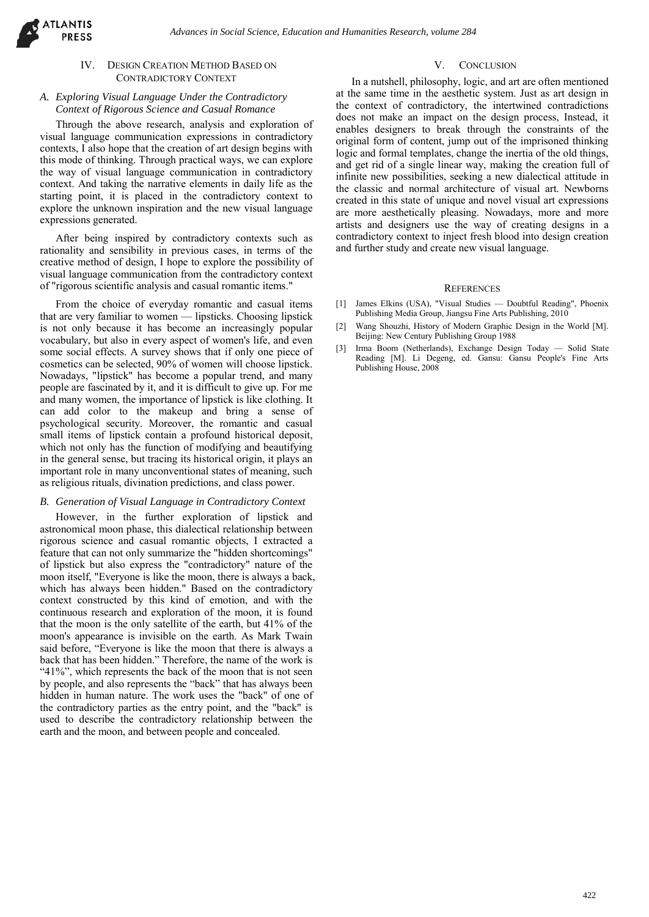## IV. Design Creation Method Based on Contradictory Context

### *A. Exploring Visual Language Under the Contradictory Context of Rigorous Science and Casual Romance*

Through the above research, analysis and exploration of visual language communication expressions in contradictory contexts, I also hope that the creation of art design begins with this mode of thinking. Through practical ways, we can explore the way of visual language communication in contradictory context. And taking the narrative elements in daily life as the starting point, it is placed in the contradictory context to explore the unknown inspiration and the new visual language expressions generated.

After being inspired by contradictory contexts such as rationality and sensibility in previous cases, in terms of the creative method of design, I hope to explore the possibility of visual language communication from the contradictory context of "rigorous scientific analysis and casual romantic items."

From the choice of everyday romantic and casual items that are very familiar to women — lipsticks. Choosing lipstick is not only because it has become an increasingly popular vocabulary, but also in every aspect of women's life, and even some social effects. A survey shows that if only one piece of cosmetics can be selected, 90% of women will choose lipstick. Nowadays, "lipstick" has become a popular trend, and many people are fascinated by it, and it is difficult to give up. For me and many women, the importance of lipstick is like clothing. It can add color to the makeup and bring a sense of psychological security. Moreover, the romantic and casual small items of lipstick contain a profound historical deposit, which not only has the function of modifying and beautifying in the general sense, but tracing its historical origin, it plays an important role in many unconventional states of meaning, such as religious rituals, divination predictions, and class power.

### *B. Generation of Visual Language in Contradictory Context*

However, in the further exploration of lipstick and astronomical moon phase, this dialectical relationship between rigorous science and casual romantic objects, I extracted a feature that can not only summarize the "hidden shortcomings" of lipstick but also express the "contradictory" nature of the moon itself, "Everyone is like the moon, there is always a back, which has always been hidden." Based on the contradictory context constructed by this kind of emotion, and with the continuous research and exploration of the moon, it is found that the moon is the only satellite of the earth, but 41% of the moon's appearance is invisible on the earth. As Mark Twain said before, "Everyone is like the moon that there is always a back that has been hidden." Therefore, the name of the work is "41%", which represents the back of the moon that is not seen by people, and also represents the "back" that has always been hidden in human nature. The work uses the "back" of one of the contradictory parties as the entry point, and the "back" is used to describe the contradictory relationship between the earth and the moon, and between people and concealed.

## V. Conclusion

In a nutshell, philosophy, logic, and art are often mentioned at the same time in the aesthetic system. Just as art design in the context of contradictory, the intertwined contradictions does not make an impact on the design process, Instead, it enables designers to break through the constraints of the original form of content, jump out of the imprisoned thinking logic and formal templates, change the inertia of the old things, and get rid of a single linear way, making the creation full of infinite new possibilities, seeking a new dialectical attitude in the classic and normal architecture of visual art. Newborns created in this state of unique and novel visual art expressions are more aesthetically pleasing. Nowadays, more and more artists and designers use the way of creating designs in a contradictory context to inject fresh blood into design creation and further study and create new visual language.

## References

[1] James Elkins (USA), "Visual Studies — Doubtful Reading", Phoenix Publishing Media Group, Jiangsu Fine Arts Publishing, 2010

[2] Wang Shouzhi, History of Modern Graphic Design in the World [M]. Beijing: New Century Publishing Group 1988

[3] Irma Boom (Netherlands), Exchange Design Today — Solid State Reading [M]. Li Degeng, ed. Gansu: Gansu People's Fine Arts Publishing House, 2008